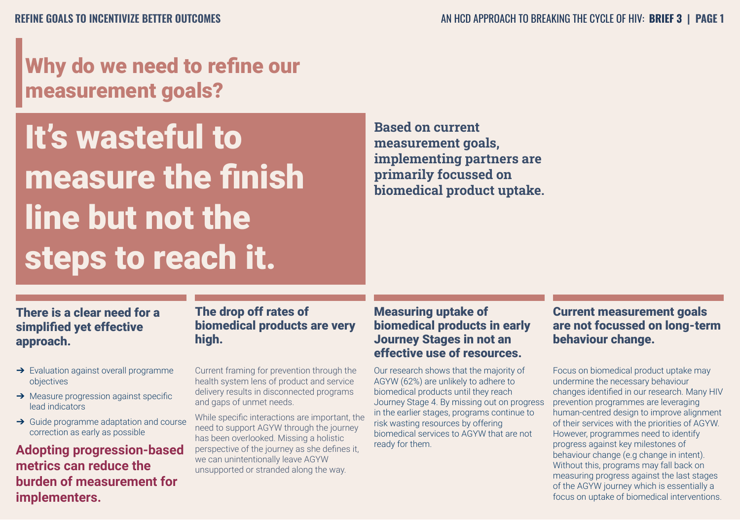## Why do we need to refine our measurement goals?

# It's wasteful to measure the finish line but not the steps to reach it.

**Based on current measurement goals, implementing partners are primarily focussed on biomedical product uptake.**

### There is a clear need for a simplified yet effective approach.

- Evaluation against overall programme objectives
- Measure progression against specific lead indicators
- Guide programme adaptation and course correction as early as possible

**Adopting progression-based metrics can reduce the burden of measurement for implementers.**

### The drop off rates of biomedical products are very high.

Current framing for prevention through the health system lens of product and service delivery results in disconnected programs and gaps of unmet needs.

While specific interactions are important, the need to support AGYW through the journey has been overlooked. Missing a holistic perspective of the journey as she defines it, we can unintentionally leave AGYW unsupported or stranded along the way.

### Measuring uptake of biomedical products in early Journey Stages in not an effective use of resources.

Our research shows that the majority of AGYW (62%) are unlikely to adhere to biomedical products until they reach Journey Stage 4. By missing out on progress in the earlier stages, programs continue to risk wasting resources by offering biomedical services to AGYW that are not ready for them.

### Current measurement goals are not focussed on long-term behaviour change.

Focus on biomedical product uptake may undermine the necessary behaviour changes identified in our research. Many HIV prevention programmes are leveraging human-centred design to improve alignment of their services with the priorities of AGYW. However, programmes need to identify progress against key milestones of behaviour change (e.g change in intent). Without this, programs may fall back on measuring progress against the last stages of the AGYW journey which is essentially a focus on uptake of biomedical interventions.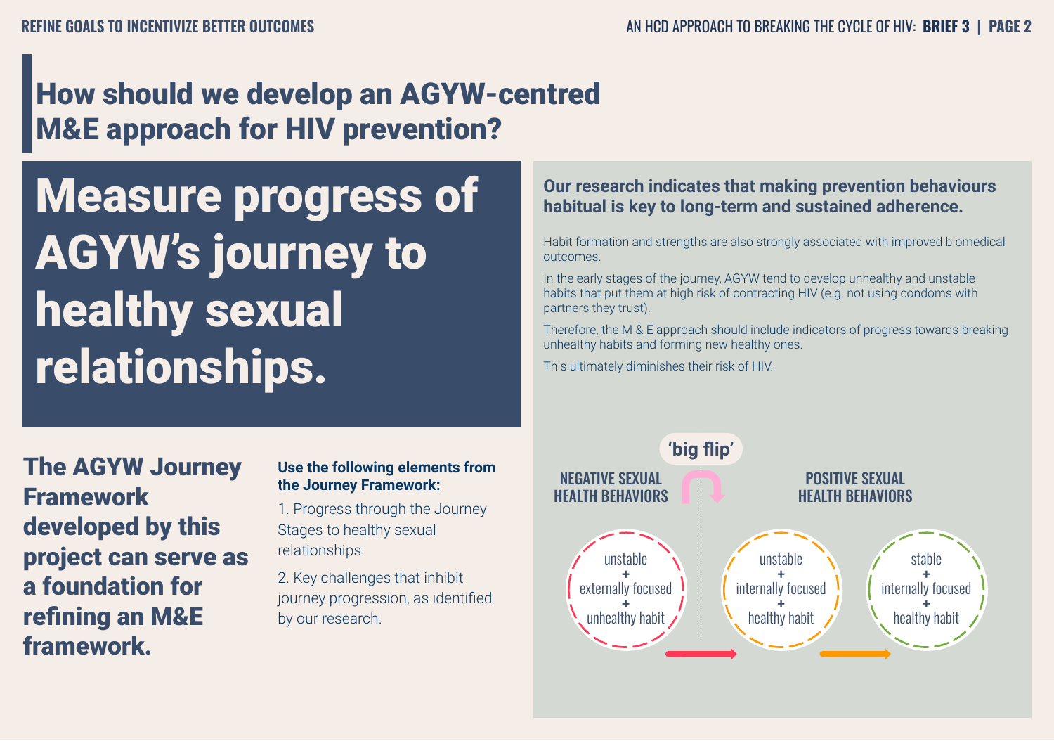# How should we develop an AGYW-centred M&E approach for HIV prevention?

## Measure progress of AGYW's journey to healthy sexual relationships.

**Our research indicates that making prevention behaviours habitual is key to long-term and sustained adherence.**

Habit formation and strengths are also strongly associated with improved biomedical outcomes.

In the early stages of the journey, AGYW tend to develop unhealthy and unstable habits that put them at high risk of contracting HIV (e.g. not using condoms with partners they trust).

Therefore, the M & E approach should include indicators of progress towards breaking unhealthy habits and forming new healthy ones.

This ultimately diminishes their risk of HIV.

'big flip'

NEGATIVE SEXUAL HEALTH BEHAVIORS

POSITIVE SEXUAL HEALTH BEHAVIORS

unstable + externally focused + unhealthy habit

unstable + internally focused + healthy habit

stable + internally focused + healthy habit

### The AGYW Journey Framework developed by this project can serve as a foundation for refining an M&E framework.

**Use the following elements from the Journey Framework:**

1. Progress through the Journey Stages to healthy sexual relationships.
2. Key challenges that inhibit journey progression, as identified by our research.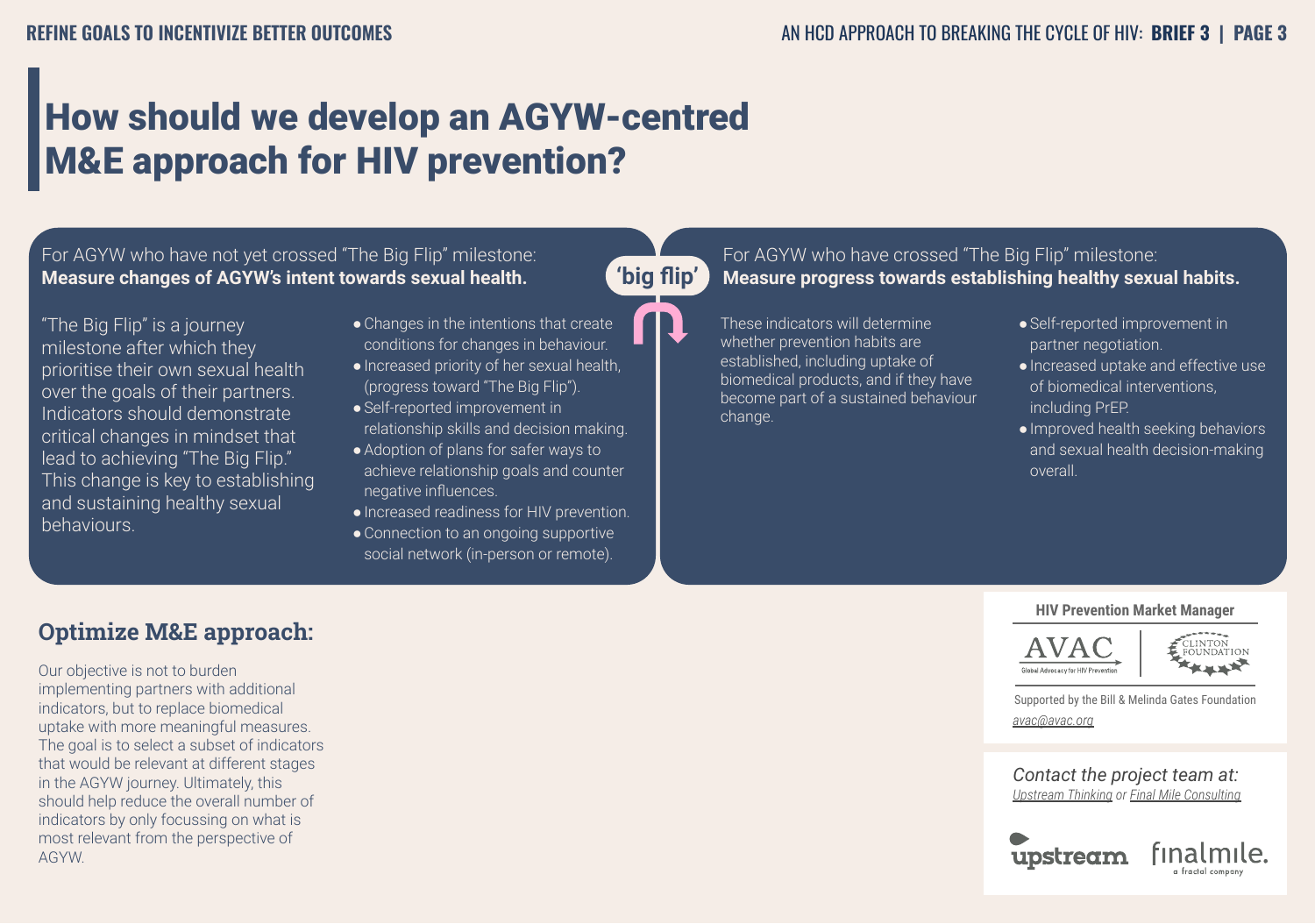# How should we develop an AGYW-centred M&E approach for HIV prevention?

For AGYW who have not yet crossed "The Big Flip" milestone:
**Measure changes of AGYW's intent towards sexual health.**

"The Big Flip" is a journey milestone after which they prioritise their own sexual health over the goals of their partners. Indicators should demonstrate critical changes in mindset that lead to achieving "The Big Flip." This change is key to establishing and sustaining healthy sexual behaviours.

- Changes in the intentions that create conditions for changes in behaviour.
- Increased priority of her sexual health, (progress toward "The Big Flip").
- Self-reported improvement in relationship skills and decision making.
- Adoption of plans for safer ways to achieve relationship goals and counter negative influences.
- Increased readiness for HIV prevention.
- Connection to an ongoing supportive social network (in-person or remote).

**'big flip'**

For AGYW who have crossed "The Big Flip" milestone:
**Measure progress towards establishing healthy sexual habits.**

These indicators will determine whether prevention habits are established, including uptake of biomedical products, and if they have become part of a sustained behaviour change.

- Self-reported improvement in partner negotiation.
- Increased uptake and effective use of biomedical interventions, including PrEP.
- Improved health seeking behaviors and sexual health decision-making overall.

## Optimize M&E approach:

Our objective is not to burden implementing partners with additional indicators, but to replace biomedical uptake with more meaningful measures. The goal is to select a subset of indicators that would be relevant at different stages in the AGYW journey. Ultimately, this should help reduce the overall number of indicators by only focussing on what is most relevant from the perspective of AGYW.

**HIV Prevention Market Manager**

AVAC Global Advocacy for HIV Prevention | Clinton Foundation

Supported by the Bill & Melinda Gates Foundation

*avac@avac.org*

*Contact the project team at:*
*Upstream Thinking or Final Mile Consulting*

upstream finalmile. a fractal company